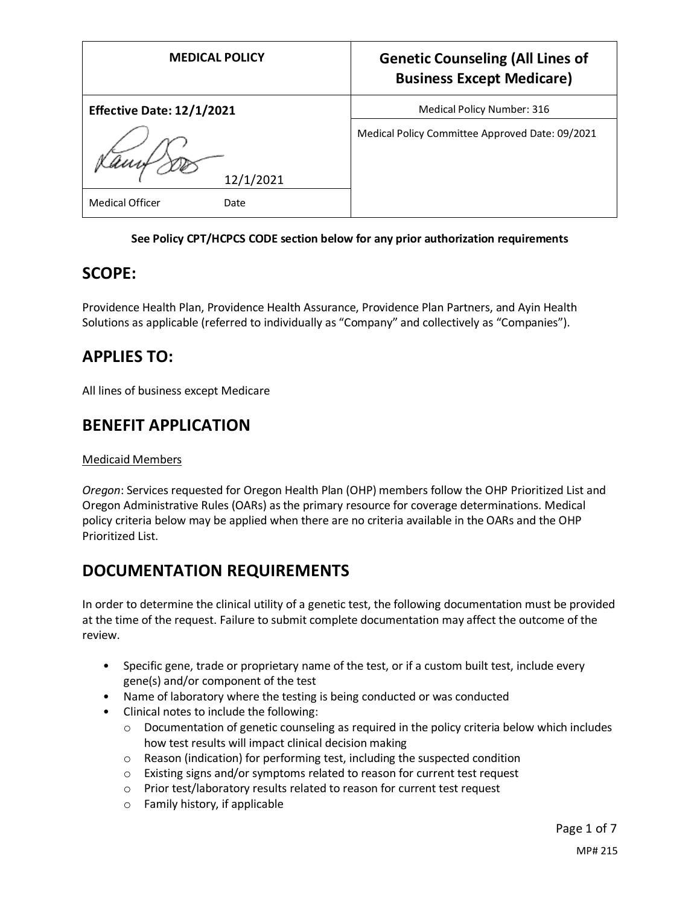| MEDICAL POLICY | Genetic Counseling (All Lines of Business Except Medicare) |
|---|---|
| **Effective Date: 12/1/2021** | Medical Policy Number: 316 |
| 12/1/2021 | Medical Policy Committee Approved Date: 09/2021 |
| Medical Officer Date | |

**See Policy CPT/HCPCS CODE section below for any prior authorization requirements**

## SCOPE:

Providence Health Plan, Providence Health Assurance, Providence Plan Partners, and Ayin Health Solutions as applicable (referred to individually as "Company" and collectively as "Companies").

## APPLIES TO:

All lines of business except Medicare

## BENEFIT APPLICATION

Medicaid Members

*Oregon*: Services requested for Oregon Health Plan (OHP) members follow the OHP Prioritized List and Oregon Administrative Rules (OARs) as the primary resource for coverage determinations. Medical policy criteria below may be applied when there are no criteria available in the OARs and the OHP Prioritized List.

## DOCUMENTATION REQUIREMENTS

In order to determine the clinical utility of a genetic test, the following documentation must be provided at the time of the request. Failure to submit complete documentation may affect the outcome of the review.

- Specific gene, trade or proprietary name of the test, or if a custom built test, include every gene(s) and/or component of the test
- Name of laboratory where the testing is being conducted or was conducted
- Clinical notes to include the following:
  - Documentation of genetic counseling as required in the policy criteria below which includes how test results will impact clinical decision making
  - Reason (indication) for performing test, including the suspected condition
  - Existing signs and/or symptoms related to reason for current test request
  - Prior test/laboratory results related to reason for current test request
  - Family history, if applicable

MP# 215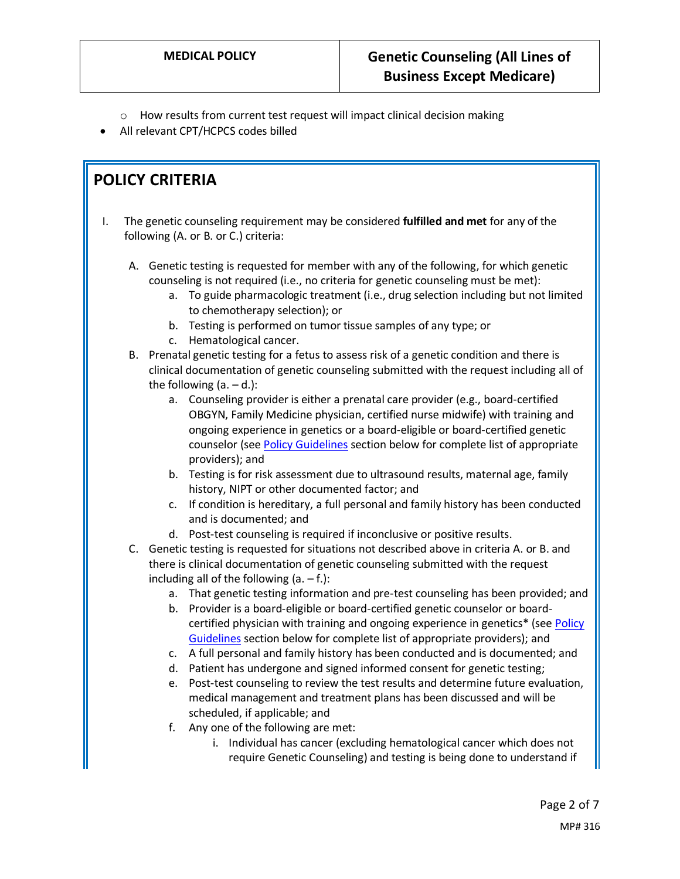- How results from current test request will impact clinical decision making
- All relevant CPT/HCPCS codes billed

## POLICY CRITERIA

I. The genetic counseling requirement may be considered **fulfilled and met** for any of the following (A. or B. or C.) criteria:

   A. Genetic testing is requested for member with any of the following, for which genetic counseling is not required (i.e., no criteria for genetic counseling must be met):
      a. To guide pharmacologic treatment (i.e., drug selection including but not limited to chemotherapy selection); or
      b. Testing is performed on tumor tissue samples of any type; or
      c. Hematological cancer.

   B. Prenatal genetic testing for a fetus to assess risk of a genetic condition and there is clinical documentation of genetic counseling submitted with the request including all of the following (a. – d.):
      a. Counseling provider is either a prenatal care provider (e.g., board-certified OBGYN, Family Medicine physician, certified nurse midwife) with training and ongoing experience in genetics or a board-eligible or board-certified genetic counselor (see Policy Guidelines section below for complete list of appropriate providers); and
      b. Testing is for risk assessment due to ultrasound results, maternal age, family history, NIPT or other documented factor; and
      c. If condition is hereditary, a full personal and family history has been conducted and is documented; and
      d. Post-test counseling is required if inconclusive or positive results.

   C. Genetic testing is requested for situations not described above in criteria A. or B. and there is clinical documentation of genetic counseling submitted with the request including all of the following (a. – f.):
      a. That genetic testing information and pre-test counseling has been provided; and
      b. Provider is a board-eligible or board-certified genetic counselor or board-certified physician with training and ongoing experience in genetics* (see Policy Guidelines section below for complete list of appropriate providers); and
      c. A full personal and family history has been conducted and is documented; and
      d. Patient has undergone and signed informed consent for genetic testing;
      e. Post-test counseling to review the test results and determine future evaluation, medical management and treatment plans has been discussed and will be scheduled, if applicable; and
      f. Any one of the following are met:
         i. Individual has cancer (excluding hematological cancer which does not require Genetic Counseling) and testing is being done to understand if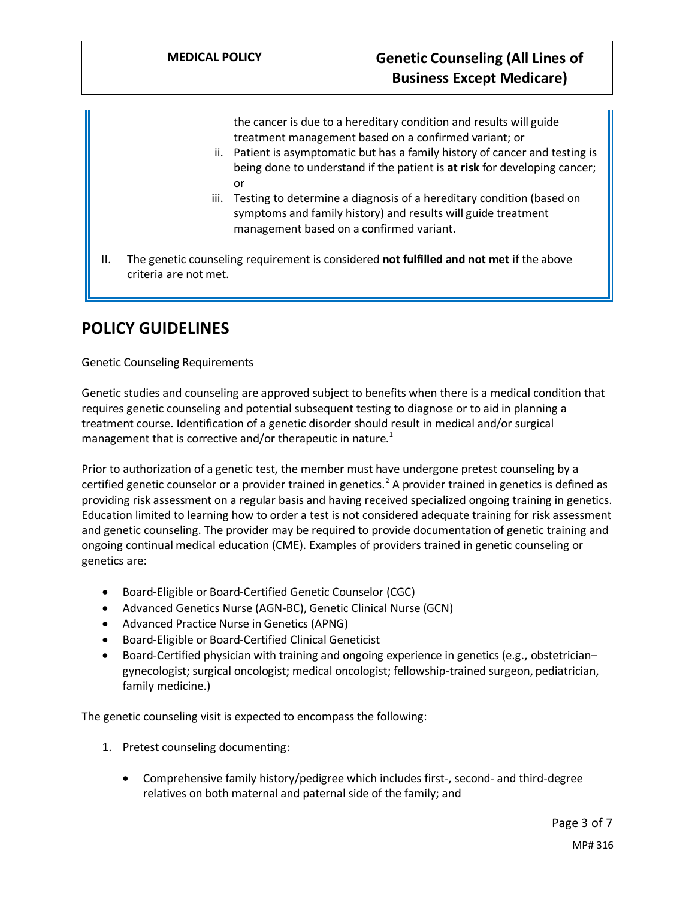the cancer is due to a hereditary condition and results will guide treatment management based on a confirmed variant; or

   ii. Patient is asymptomatic but has a family history of cancer and testing is being done to understand if the patient is **at risk** for developing cancer; or
   iii. Testing to determine a diagnosis of a hereditary condition (based on symptoms and family history) and results will guide treatment management based on a confirmed variant.

II. The genetic counseling requirement is considered **not fulfilled and not met** if the above criteria are not met.

## POLICY GUIDELINES

Genetic Counseling Requirements

Genetic studies and counseling are approved subject to benefits when there is a medical condition that requires genetic counseling and potential subsequent testing to diagnose or to aid in planning a treatment course. Identification of a genetic disorder should result in medical and/or surgical management that is corrective and/or therapeutic in nature.[1]

Prior to authorization of a genetic test, the member must have undergone pretest counseling by a certified genetic counselor or a provider trained in genetics.[2] A provider trained in genetics is defined as providing risk assessment on a regular basis and having received specialized ongoing training in genetics. Education limited to learning how to order a test is not considered adequate training for risk assessment and genetic counseling. The provider may be required to provide documentation of genetic training and ongoing continual medical education (CME). Examples of providers trained in genetic counseling or genetics are:

- Board-Eligible or Board-Certified Genetic Counselor (CGC)
- Advanced Genetics Nurse (AGN-BC), Genetic Clinical Nurse (GCN)
- Advanced Practice Nurse in Genetics (APNG)
- Board-Eligible or Board-Certified Clinical Geneticist
- Board-Certified physician with training and ongoing experience in genetics (e.g., obstetrician–gynecologist; surgical oncologist; medical oncologist; fellowship-trained surgeon, pediatrician, family medicine.)

The genetic counseling visit is expected to encompass the following:

1. Pretest counseling documenting:

   - Comprehensive family history/pedigree which includes first-, second- and third-degree relatives on both maternal and paternal side of the family; and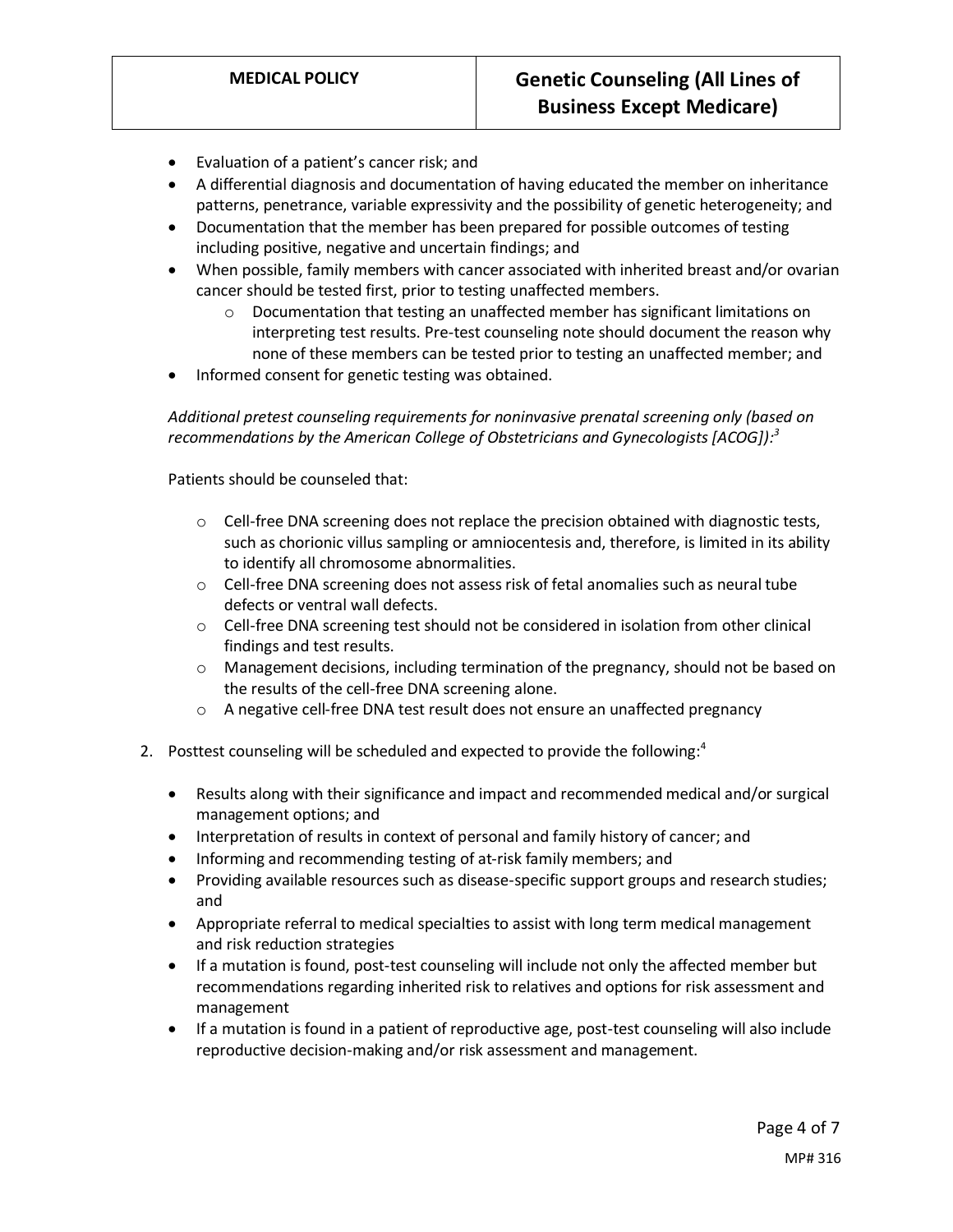- Evaluation of a patient's cancer risk; and
- A differential diagnosis and documentation of having educated the member on inheritance patterns, penetrance, variable expressivity and the possibility of genetic heterogeneity; and
- Documentation that the member has been prepared for possible outcomes of testing including positive, negative and uncertain findings; and
- When possible, family members with cancer associated with inherited breast and/or ovarian cancer should be tested first, prior to testing unaffected members.
    - Documentation that testing an unaffected member has significant limitations on interpreting test results. Pre-test counseling note should document the reason why none of these members can be tested prior to testing an unaffected member; and
- Informed consent for genetic testing was obtained.

*Additional pretest counseling requirements for noninvasive prenatal screening only (based on recommendations by the American College of Obstetricians and Gynecologists [ACOG]):*[3]

Patients should be counseled that:

- Cell-free DNA screening does not replace the precision obtained with diagnostic tests, such as chorionic villus sampling or amniocentesis and, therefore, is limited in its ability to identify all chromosome abnormalities.
- Cell-free DNA screening does not assess risk of fetal anomalies such as neural tube defects or ventral wall defects.
- Cell-free DNA screening test should not be considered in isolation from other clinical findings and test results.
- Management decisions, including termination of the pregnancy, should not be based on the results of the cell-free DNA screening alone.
- A negative cell-free DNA test result does not ensure an unaffected pregnancy

2. Posttest counseling will be scheduled and expected to provide the following:[4]

    - Results along with their significance and impact and recommended medical and/or surgical management options; and
    - Interpretation of results in context of personal and family history of cancer; and
    - Informing and recommending testing of at-risk family members; and
    - Providing available resources such as disease-specific support groups and research studies; and
    - Appropriate referral to medical specialties to assist with long term medical management and risk reduction strategies
    - If a mutation is found, post-test counseling will include not only the affected member but recommendations regarding inherited risk to relatives and options for risk assessment and management
    - If a mutation is found in a patient of reproductive age, post-test counseling will also include reproductive decision-making and/or risk assessment and management.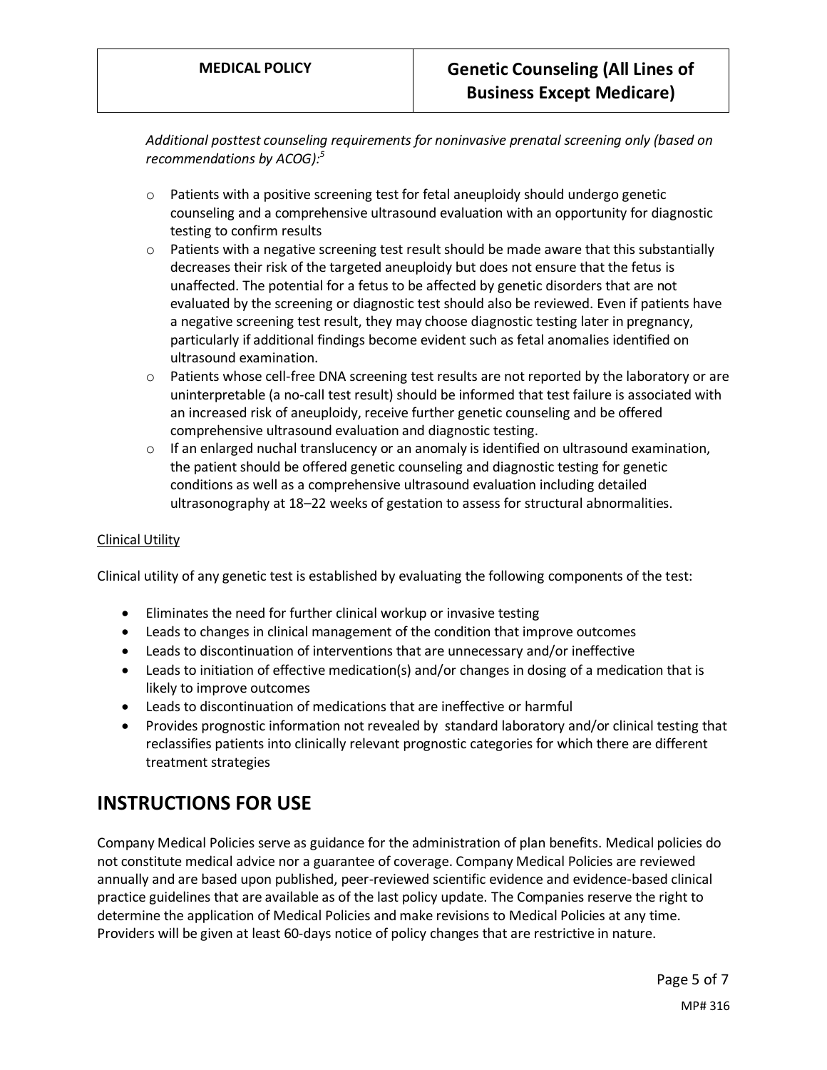*Additional posttest counseling requirements for noninvasive prenatal screening only (based on recommendations by ACOG):[5]*

- Patients with a positive screening test for fetal aneuploidy should undergo genetic counseling and a comprehensive ultrasound evaluation with an opportunity for diagnostic testing to confirm results
- Patients with a negative screening test result should be made aware that this substantially decreases their risk of the targeted aneuploidy but does not ensure that the fetus is unaffected. The potential for a fetus to be affected by genetic disorders that are not evaluated by the screening or diagnostic test should also be reviewed. Even if patients have a negative screening test result, they may choose diagnostic testing later in pregnancy, particularly if additional findings become evident such as fetal anomalies identified on ultrasound examination.
- Patients whose cell-free DNA screening test results are not reported by the laboratory or are uninterpretable (a no-call test result) should be informed that test failure is associated with an increased risk of aneuploidy, receive further genetic counseling and be offered comprehensive ultrasound evaluation and diagnostic testing.
- If an enlarged nuchal translucency or an anomaly is identified on ultrasound examination, the patient should be offered genetic counseling and diagnostic testing for genetic conditions as well as a comprehensive ultrasound evaluation including detailed ultrasonography at 18–22 weeks of gestation to assess for structural abnormalities.

<u>Clinical Utility</u>

Clinical utility of any genetic test is established by evaluating the following components of the test:

- Eliminates the need for further clinical workup or invasive testing
- Leads to changes in clinical management of the condition that improve outcomes
- Leads to discontinuation of interventions that are unnecessary and/or ineffective
- Leads to initiation of effective medication(s) and/or changes in dosing of a medication that is likely to improve outcomes
- Leads to discontinuation of medications that are ineffective or harmful
- Provides prognostic information not revealed by standard laboratory and/or clinical testing that reclassifies patients into clinically relevant prognostic categories for which there are different treatment strategies

# INSTRUCTIONS FOR USE

Company Medical Policies serve as guidance for the administration of plan benefits. Medical policies do not constitute medical advice nor a guarantee of coverage. Company Medical Policies are reviewed annually and are based upon published, peer-reviewed scientific evidence and evidence-based clinical practice guidelines that are available as of the last policy update. The Companies reserve the right to determine the application of Medical Policies and make revisions to Medical Policies at any time. Providers will be given at least 60-days notice of policy changes that are restrictive in nature.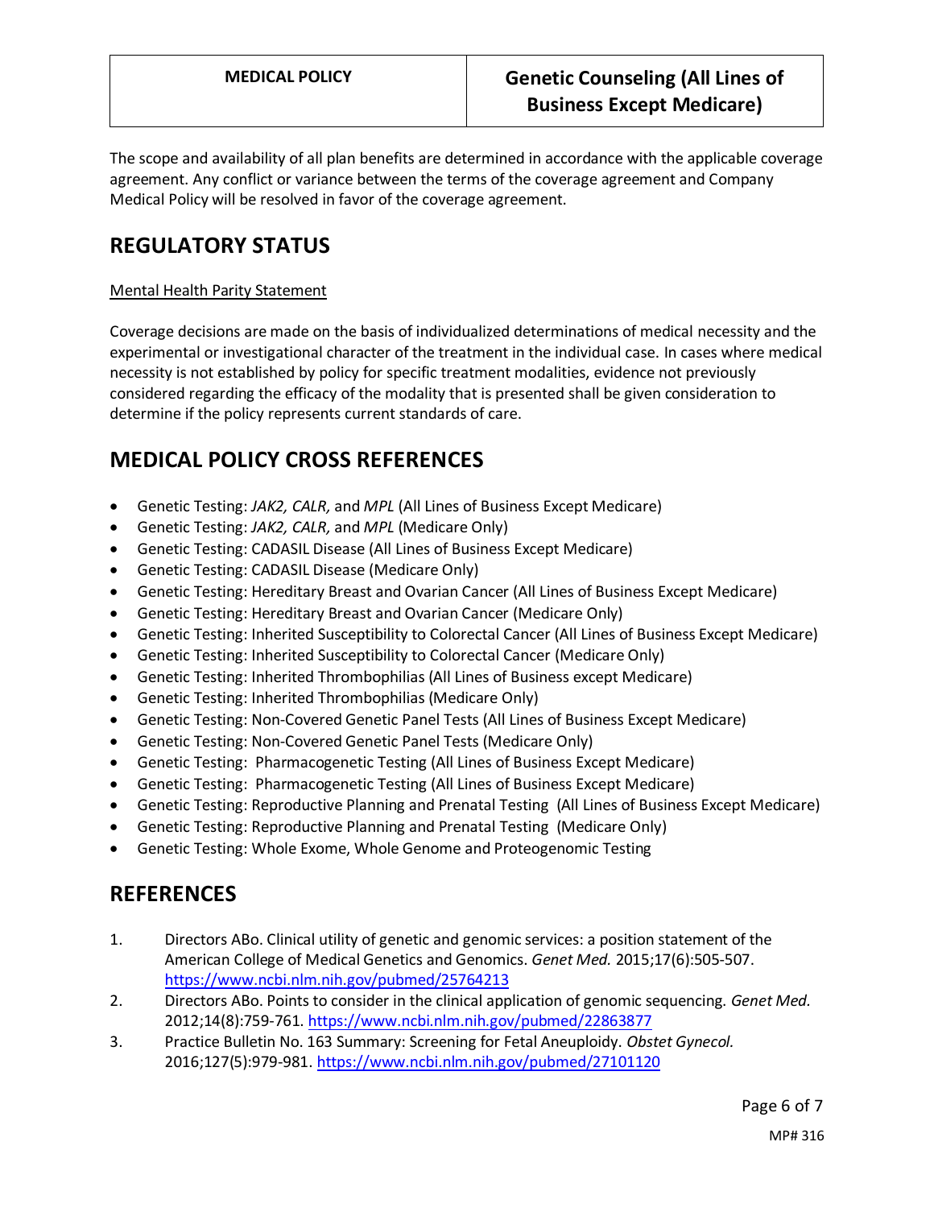The scope and availability of all plan benefits are determined in accordance with the applicable coverage agreement. Any conflict or variance between the terms of the coverage agreement and Company Medical Policy will be resolved in favor of the coverage agreement.

## REGULATORY STATUS

Mental Health Parity Statement

Coverage decisions are made on the basis of individualized determinations of medical necessity and the experimental or investigational character of the treatment in the individual case. In cases where medical necessity is not established by policy for specific treatment modalities, evidence not previously considered regarding the efficacy of the modality that is presented shall be given consideration to determine if the policy represents current standards of care.

## MEDICAL POLICY CROSS REFERENCES

- Genetic Testing: *JAK2, CALR,* and *MPL* (All Lines of Business Except Medicare)
- Genetic Testing: *JAK2, CALR,* and *MPL* (Medicare Only)
- Genetic Testing: CADASIL Disease (All Lines of Business Except Medicare)
- Genetic Testing: CADASIL Disease (Medicare Only)
- Genetic Testing: Hereditary Breast and Ovarian Cancer (All Lines of Business Except Medicare)
- Genetic Testing: Hereditary Breast and Ovarian Cancer (Medicare Only)
- Genetic Testing: Inherited Susceptibility to Colorectal Cancer (All Lines of Business Except Medicare)
- Genetic Testing: Inherited Susceptibility to Colorectal Cancer (Medicare Only)
- Genetic Testing: Inherited Thrombophilias (All Lines of Business except Medicare)
- Genetic Testing: Inherited Thrombophilias (Medicare Only)
- Genetic Testing: Non-Covered Genetic Panel Tests (All Lines of Business Except Medicare)
- Genetic Testing: Non-Covered Genetic Panel Tests (Medicare Only)
- Genetic Testing: Pharmacogenetic Testing (All Lines of Business Except Medicare)
- Genetic Testing: Pharmacogenetic Testing (All Lines of Business Except Medicare)
- Genetic Testing: Reproductive Planning and Prenatal Testing (All Lines of Business Except Medicare)
- Genetic Testing: Reproductive Planning and Prenatal Testing (Medicare Only)
- Genetic Testing: Whole Exome, Whole Genome and Proteogenomic Testing

## REFERENCES

1. Directors ABo. Clinical utility of genetic and genomic services: a position statement of the American College of Medical Genetics and Genomics. *Genet Med.* 2015;17(6):505-507. https://www.ncbi.nlm.nih.gov/pubmed/25764213
2. Directors ABo. Points to consider in the clinical application of genomic sequencing. *Genet Med.* 2012;14(8):759-761. https://www.ncbi.nlm.nih.gov/pubmed/22863877
3. Practice Bulletin No. 163 Summary: Screening for Fetal Aneuploidy. *Obstet Gynecol.* 2016;127(5):979-981. https://www.ncbi.nlm.nih.gov/pubmed/27101120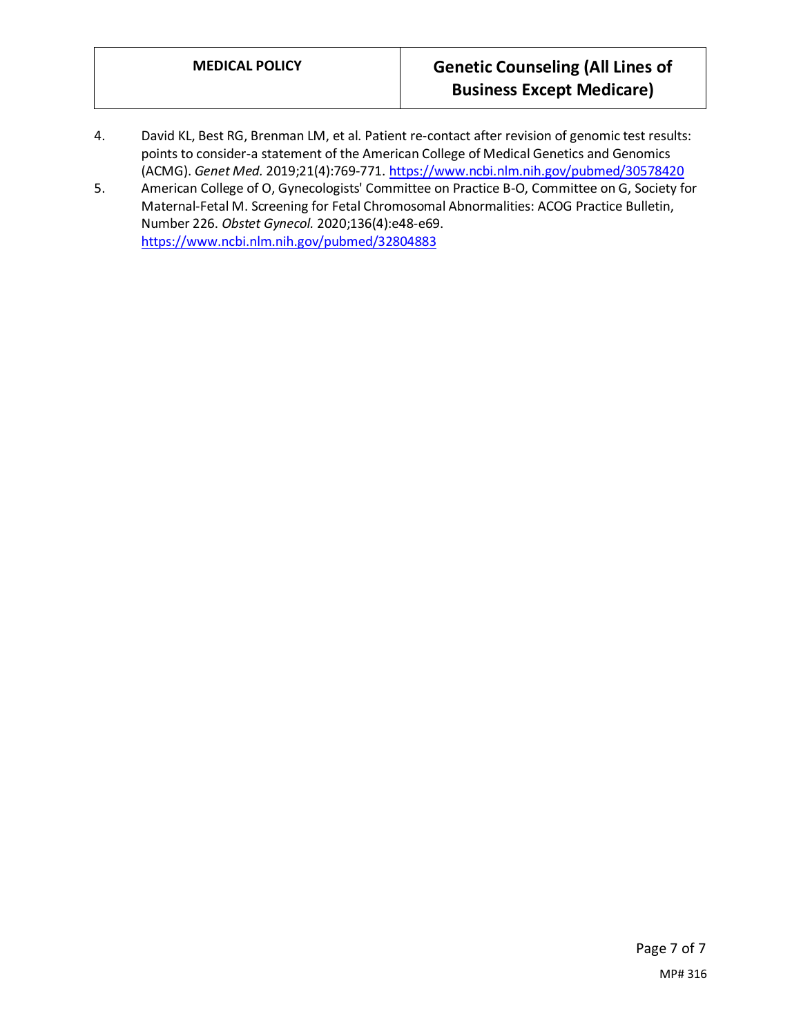4. David KL, Best RG, Brenman LM, et al. Patient re-contact after revision of genomic test results: points to consider-a statement of the American College of Medical Genetics and Genomics (ACMG). *Genet Med.* 2019;21(4):769-771. https://www.ncbi.nlm.nih.gov/pubmed/30578420
5. American College of O, Gynecologists' Committee on Practice B-O, Committee on G, Society for Maternal-Fetal M. Screening for Fetal Chromosomal Abnormalities: ACOG Practice Bulletin, Number 226. *Obstet Gynecol.* 2020;136(4):e48-e69. https://www.ncbi.nlm.nih.gov/pubmed/32804883